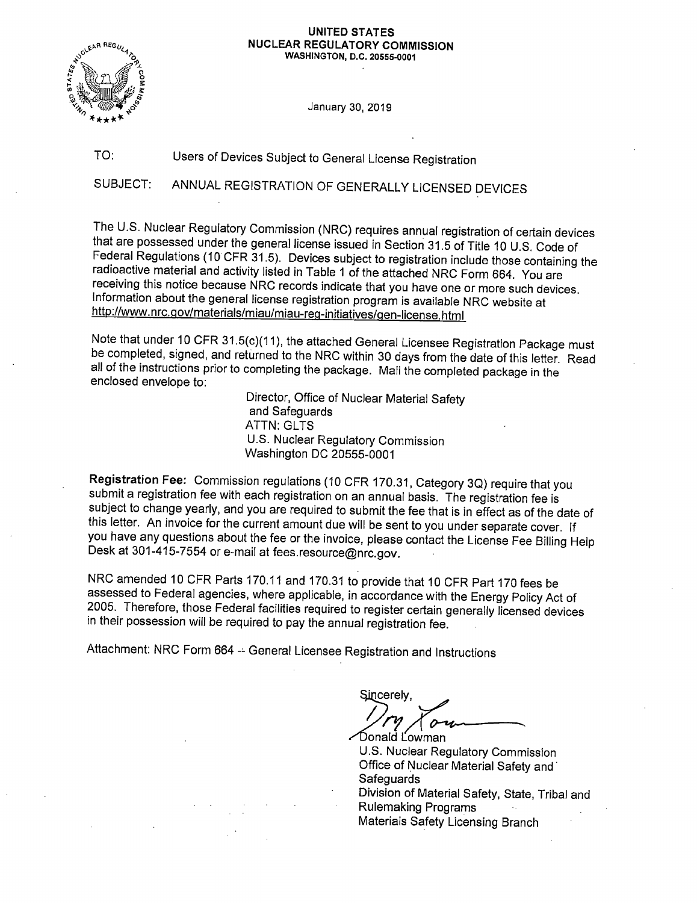**UNITED STATES**
**NUCLEAR REGULATORY COMMISSION**
**WASHINGTON, D.C. 20555-0001**

January 30, 2019

TO: Users of Devices Subject to General License Registration

SUBJECT: ANNUAL REGISTRATION OF GENERALLY LICENSED DEVICES

The U.S. Nuclear Regulatory Commission (NRC) requires annual registration of certain devices that are possessed under the general license issued in Section 31.5 of Title 10 U.S. Code of Federal Regulations (10 CFR 31.5). Devices subject to registration include those containing the radioactive material and activity listed in Table 1 of the attached NRC Form 664. You are receiving this notice because NRC records indicate that you have one or more such devices. Information about the general license registration program is available NRC website at http://www.nrc.gov/materials/miau/miau-reg-initiatives/gen-license.html

Note that under 10 CFR 31.5(c)(11), the attached General Licensee Registration Package must be completed, signed, and returned to the NRC within 30 days from the date of this letter. Read all of the instructions prior to completing the package. Mail the completed package in the enclosed envelope to:

> Director, Office of Nuclear Material Safety and Safeguards
> ATTN: GLTS
> U.S. Nuclear Regulatory Commission
> Washington DC 20555-0001

**Registration Fee:** Commission regulations (10 CFR 170.31, Category 3Q) require that you submit a registration fee with each registration on an annual basis. The registration fee is subject to change yearly, and you are required to submit the fee that is in effect as of the date of this letter. An invoice for the current amount due will be sent to you under separate cover. If you have any questions about the fee or the invoice, please contact the License Fee Billing Help Desk at 301-415-7554 or e-mail at fees.resource@nrc.gov.

NRC amended 10 CFR Parts 170.11 and 170.31 to provide that 10 CFR Part 170 fees be assessed to Federal agencies, where applicable, in accordance with the Energy Policy Act of 2005. Therefore, those Federal facilities required to register certain generally licensed devices in their possession will be required to pay the annual registration fee.

Attachment: NRC Form 664 -- General Licensee Registration and Instructions

Sincerely,

Donald Lowman
U.S. Nuclear Regulatory Commission
Office of Nuclear Material Safety and Safeguards
Division of Material Safety, State, Tribal and Rulemaking Programs
Materials Safety Licensing Branch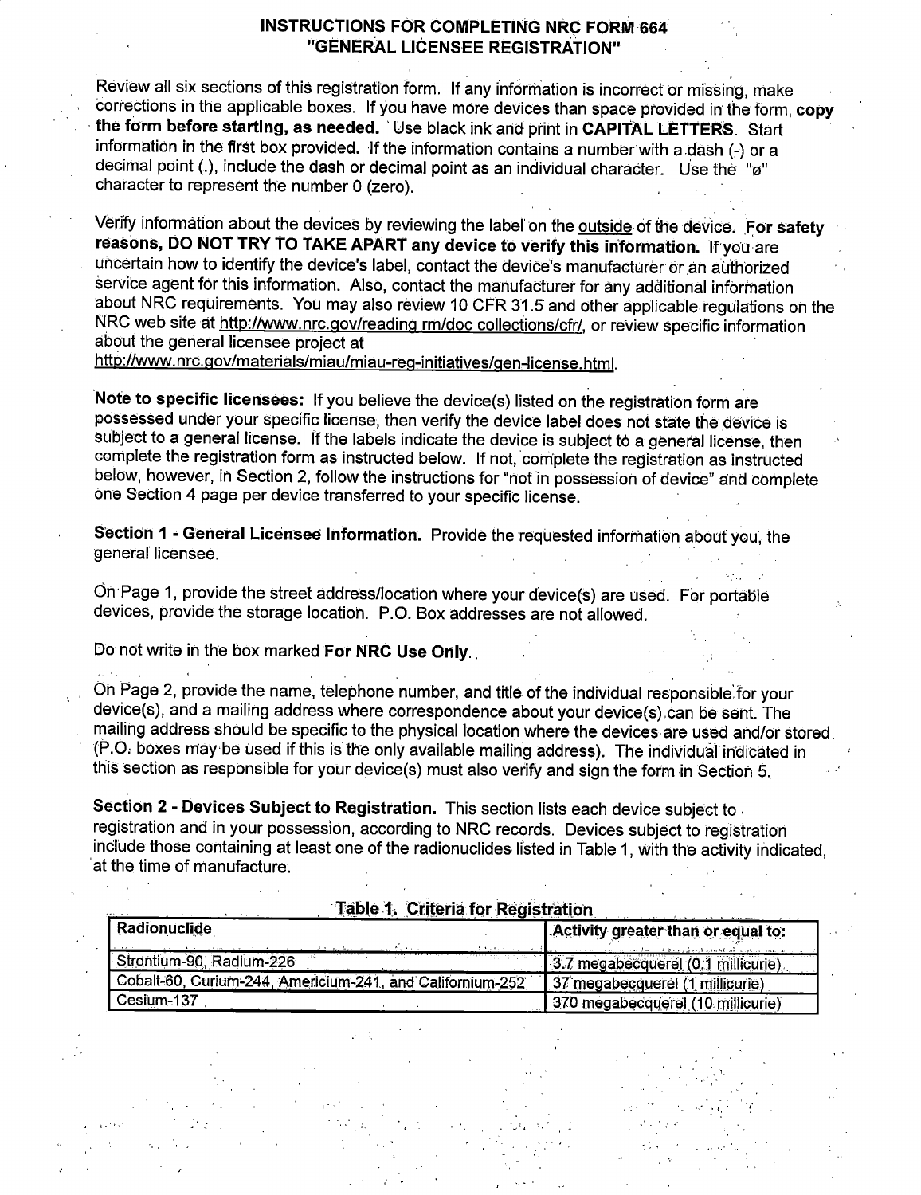# INSTRUCTIONS FOR COMPLETING NRC FORM 664 "GENERAL LICENSEE REGISTRATION"

Review all six sections of this registration form. If any information is incorrect or missing, make corrections in the applicable boxes. If you have more devices than space provided in the form, **copy the form before starting, as needed.** Use black ink and print in **CAPITAL LETTERS**. Start information in the first box provided. If the information contains a number with a dash (-) or a decimal point (.), include the dash or decimal point as an individual character. Use the "ø" character to represent the number 0 (zero).

Verify information about the devices by reviewing the label on the outside of the device. **For safety reasons, DO NOT TRY TO TAKE APART any device to verify this information.** If you are uncertain how to identify the device's label, contact the device's manufacturer or an authorized service agent for this information. Also, contact the manufacturer for any additional information about NRC requirements. You may also review 10 CFR 31.5 and other applicable regulations on the NRC web site at http://www.nrc.gov/reading rm/doc collections/cfr/, or review specific information about the general licensee project at http://www.nrc.gov/materials/miau/miau-reg-initiatives/gen-license.html.

**Note to specific licensees:** If you believe the device(s) listed on the registration form are possessed under your specific license, then verify the device label does not state the device is subject to a general license. If the labels indicate the device is subject to a general license, then complete the registration form as instructed below. If not, complete the registration as instructed below, however, in Section 2, follow the instructions for "not in possession of device" and complete one Section 4 page per device transferred to your specific license.

**Section 1 - General Licensee Information.** Provide the requested information about you, the general licensee.

On Page 1, provide the street address/location where your device(s) are used. For portable devices, provide the storage location. P.O. Box addresses are not allowed.

Do not write in the box marked **For NRC Use Only.**

On Page 2, provide the name, telephone number, and title of the individual responsible for your device(s), and a mailing address where correspondence about your device(s) can be sent. The mailing address should be specific to the physical location where the devices are used and/or stored (P.O. boxes may be used if this is the only available mailing address). The individual indicated in this section as responsible for your device(s) must also verify and sign the form in Section 5.

**Section 2 - Devices Subject to Registration.** This section lists each device subject to registration and in your possession, according to NRC records. Devices subject to registration include those containing at least one of the radionuclides listed in Table 1, with the activity indicated, at the time of manufacture.

**Table 1. Criteria for Registration**

| Radionuclide | Activity greater than or equal to: |
|---|---|
| Strontium-90, Radium-226 | 3.7 megabecquerel (0.1 millicurie) |
| Cobalt-60, Curium-244, Americium-241, and Californium-252 | 37 megabecquerel (1 millicurie) |
| Cesium-137 | 370 megabecquerel (10 millicurie) |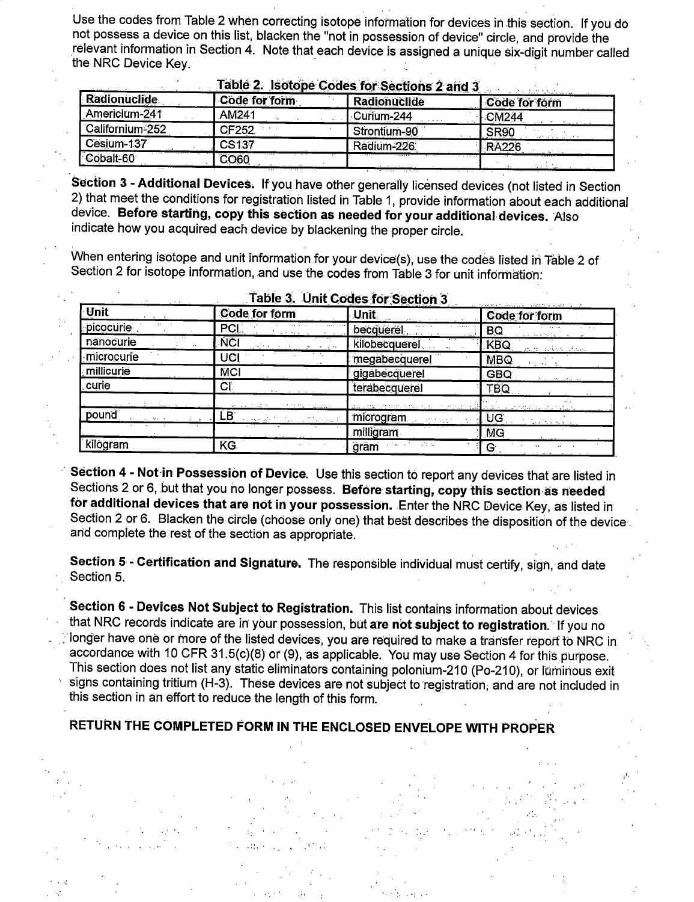Use the codes from Table 2 when correcting isotope information for devices in this section. If you do not possess a device on this list, blacken the "not in possession of device" circle, and provide the relevant information in Section 4. Note that each device is assigned a unique six-digit number called the NRC Device Key.

**Table 2. Isotope Codes for Sections 2 and 3**

| Radionuclide | Code for form | Radionuclide | Code for form |
|---|---|---|---|
| Americium-241 | AM241 | Curium-244 | CM244 |
| Californium-252 | CF252 | Strontium-90 | SR90 |
| Cesium-137 | CS137 | Radium-226 | RA226 |
| Cobalt-60 | CO60 | | |

**Section 3 - Additional Devices.** If you have other generally licensed devices (not listed in Section 2) that meet the conditions for registration listed in Table 1, provide information about each additional device. **Before starting, copy this section as needed for your additional devices.** Also indicate how you acquired each device by blackening the proper circle.

When entering isotope and unit information for your device(s), use the codes listed in Table 2 of Section 2 for isotope information, and use the codes from Table 3 for unit information:

**Table 3. Unit Codes for Section 3**

| Unit | Code for form | Unit | Code for form |
|---|---|---|---|
| picocurie | PCI | becquerel | BQ |
| nanocurie | NCI | kilobecquerel | KBQ |
| microcurie | UCI | megabecquerel | MBQ |
| millicurie | MCI | gigabecquerel | GBQ |
| curie | CI | terabecquerel | TBQ |
| | | | |
| pound | LB | microgram | UG |
| | | milligram | MG |
| kilogram | KG | gram | G |

**Section 4 - Not in Possession of Device.** Use this section to report any devices that are listed in Sections 2 or 6, but that you no longer possess. **Before starting, copy this section as needed for additional devices that are not in your possession.** Enter the NRC Device Key, as listed in Section 2 or 6. Blacken the circle (choose only one) that best describes the disposition of the device and complete the rest of the section as appropriate.

**Section 5 - Certification and Signature.** The responsible individual must certify, sign, and date Section 5.

**Section 6 - Devices Not Subject to Registration.** This list contains information about devices that NRC records indicate are in your possession, but **are not subject to registration.** If you no longer have one or more of the listed devices, you are required to make a transfer report to NRC in accordance with 10 CFR 31.5(c)(8) or (9), as applicable. You may use Section 4 for this purpose. This section does not list any static eliminators containing polonium-210 (Po-210), or luminous exit signs containing tritium (H-3). These devices are not subject to registration, and are not included in this section in an effort to reduce the length of this form.

**RETURN THE COMPLETED FORM IN THE ENCLOSED ENVELOPE WITH PROPER**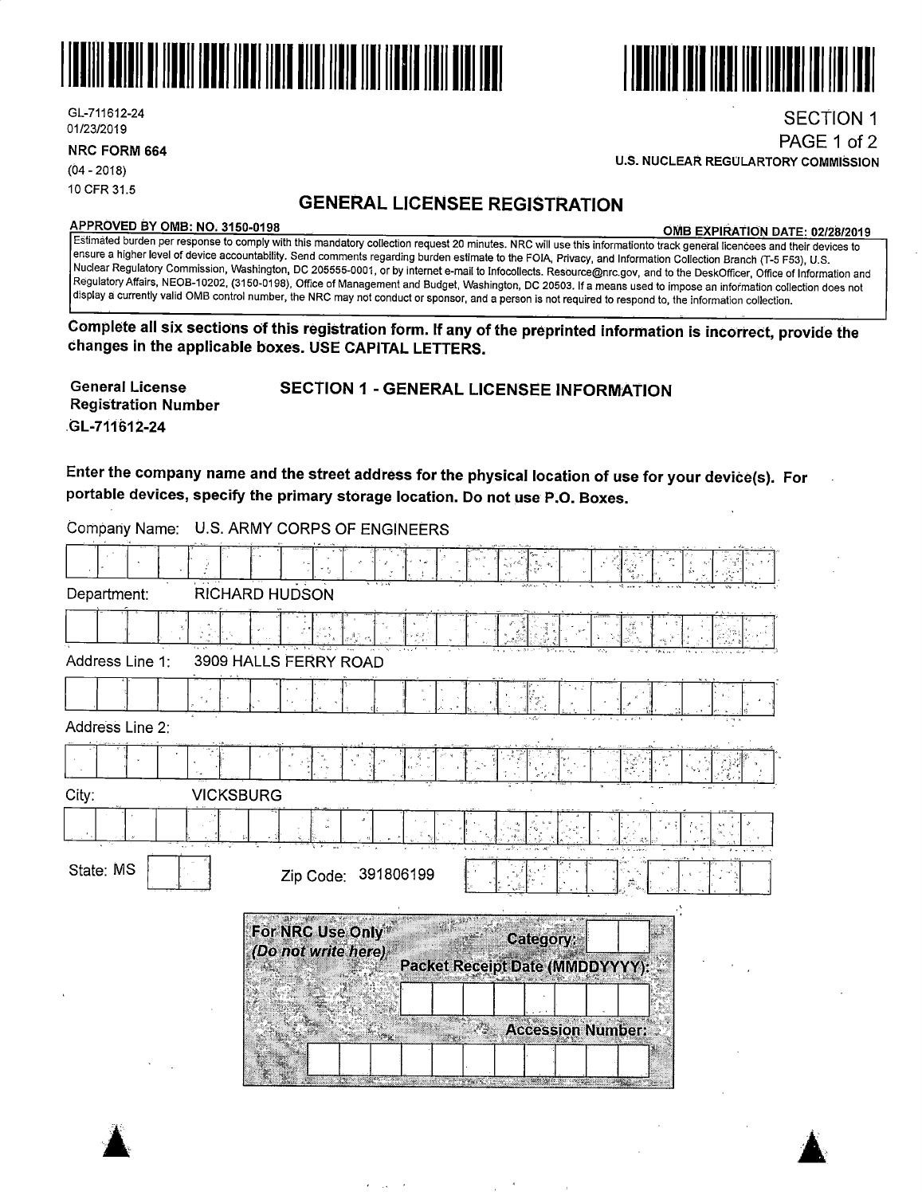GL-711612-24
01/23/2019

**NRC FORM 664**
(04 - 2018)
10 CFR 31.5

SECTION 1

U.S. NUCLEAR REGULARTORY COMMISSION

# GENERAL LICENSEE REGISTRATION

**APPROVED BY OMB: NO. 3150-0198** **OMB EXPIRATION DATE: 02/28/2019**

Estimated burden per response to comply with this mandatory collection request 20 minutes. NRC will use this informationto track general licencees and their devices to ensure a higher level of device accountability. Send comments regarding burden estimate to the FOIA, Privacy, and Information Collection Branch (T-5 F53), U.S. Nuclear Regulatory Commission, Washington, DC 205555-0001, or by internet e-mail to Infocollects. Resource@nrc.gov, and to the DeskOfficer, Office of Information and Regulatory Affairs, NEOB-10202, (3150-0198), Office of Management and Budget, Washington, DC 20503. If a means used to impose an information collection does not display a currently valid OMB control number, the NRC may not conduct or sponsor, and a person is not required to respond to, the information collection.

**Complete all six sections of this registration form. If any of the preprinted information is incorrect, provide the changes in the applicable boxes. USE CAPITAL LETTERS.**

**General License Registration Number**
**GL-711612-24**

## SECTION 1 - GENERAL LICENSEE INFORMATION

**Enter the company name and the street address for the physical location of use for your device(s). For portable devices, specify the primary storage location. Do not use P.O. Boxes.**

Company Name: U.S. ARMY CORPS OF ENGINEERS

Department: RICHARD HUDSON

Address Line 1: 3909 HALLS FERRY ROAD

Address Line 2:

City: VICKSBURG

State: MS

Zip Code: 391806199

**For NRC Use Only**
***(Do not write here)***

**Category:**

**Packet Receipt Date (MMDDYYYY):**

**Accession Number:**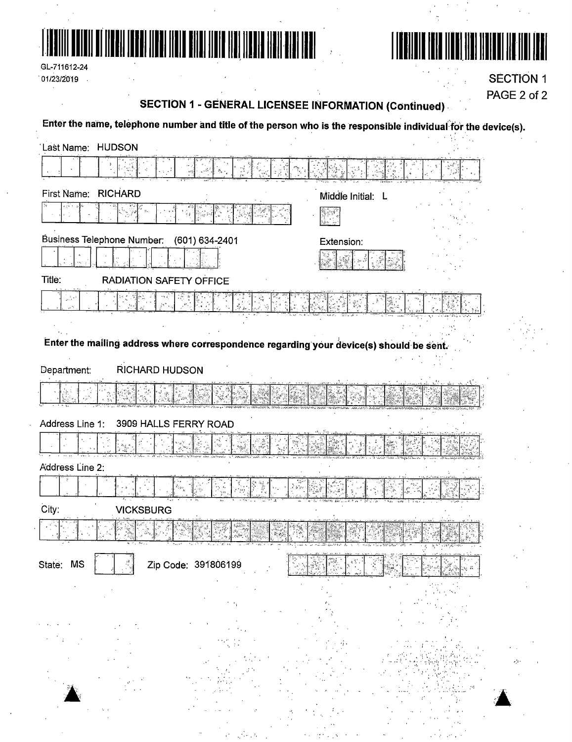GL-711612-24
01/23/2019

SECTION 1

## SECTION 1 - GENERAL LICENSEE INFORMATION (Continued)

**Enter the name, telephone number and title of the person who is the responsible individual for the device(s).**

Last Name: HUDSON

First Name: RICHARD

Middle Initial: L

Business Telephone Number: (601) 634-2401

Extension:

Title: RADIATION SAFETY OFFICE

**Enter the mailing address where correspondence regarding your device(s) should be sent.**

Department: RICHARD HUDSON

Address Line 1: 3909 HALLS FERRY ROAD

Address Line 2:

City: VICKSBURG

State: MS

Zip Code: 391806199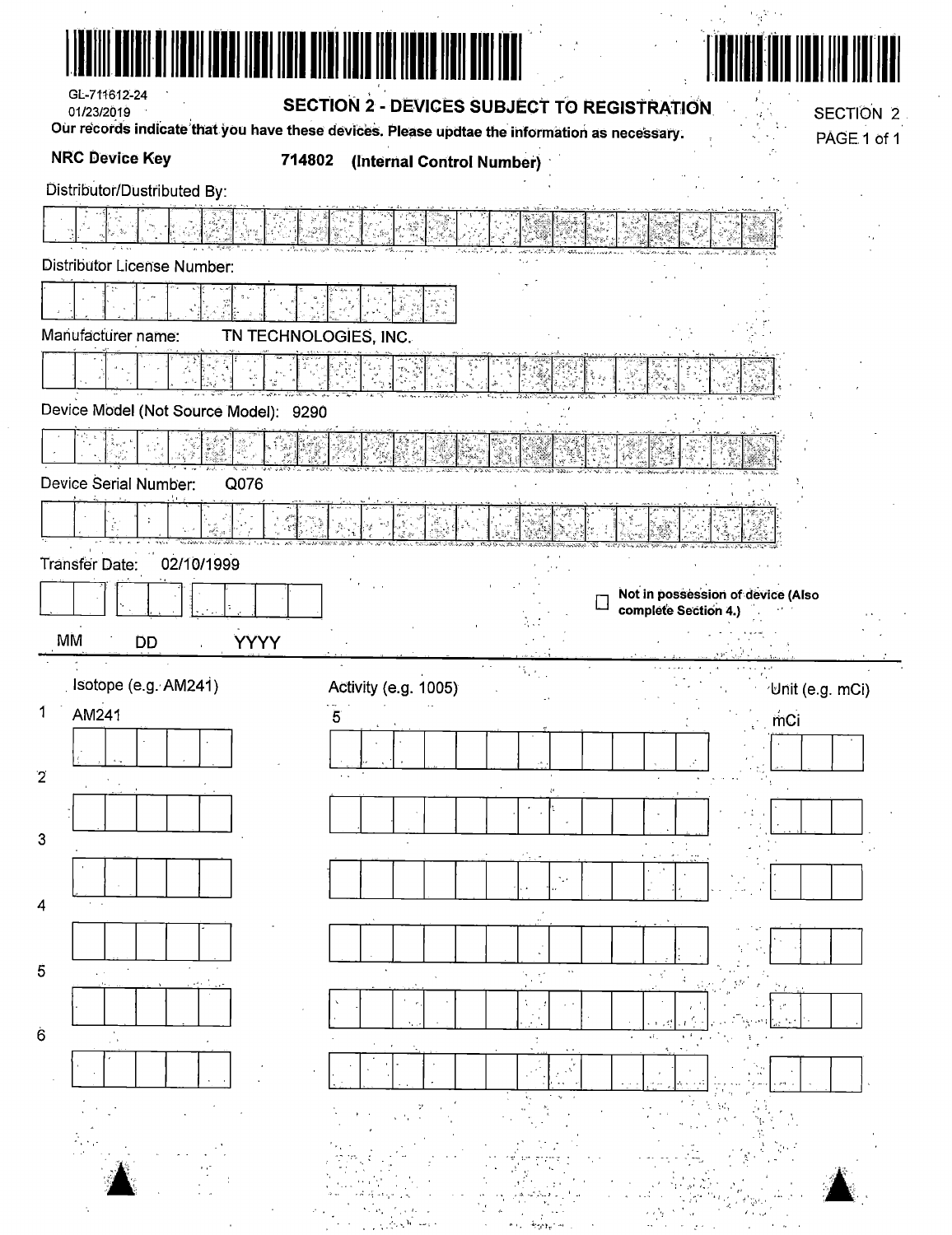GL-711612-24
01/23/2019

## SECTION 2 - DEVICES SUBJECT TO REGISTRATION

SECTION 2
PAGE 1 of 1

**Our records indicate that you have these devices. Please updtae the information as necessary.**

**NRC Device Key** **714802 (Internal Control Number)**

Distributor/Dustributed By:

Distributor License Number:

Manufacturer name: TN TECHNOLOGIES, INC.

Device Model (Not Source Model): 9290

Device Serial Number: Q076

Transfer Date: 02/10/1999

MM DD YYYY

☐ **Not in possession of device (Also complete Section 4.)**

| | Isotope (e.g. AM241) | Activity (e.g. 1005) | Unit (e.g. mCi) |
|---|---|---|---|
| 1 | AM241 | 5 | mCi |
| 2 | | | |
| 3 | | | |
| 4 | | | |
| 5 | | | |
| 6 | | | |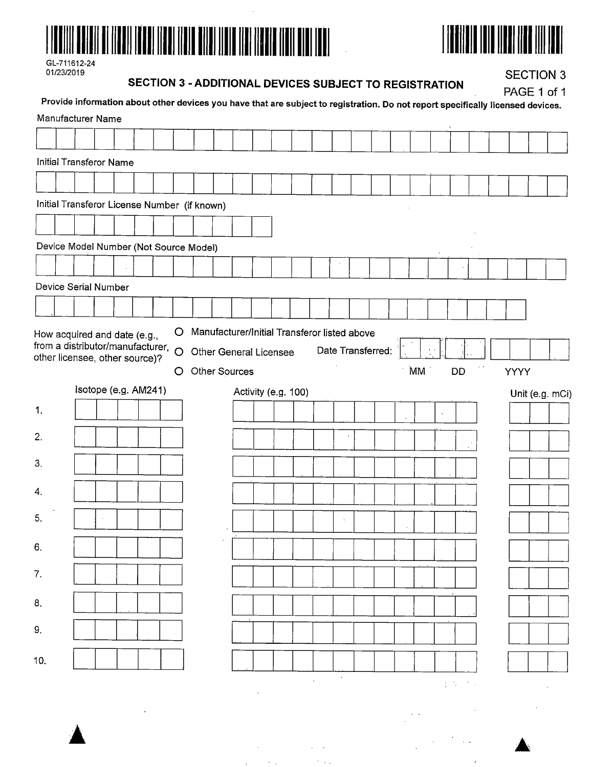GL-711612-24
01/23/2019

## SECTION 3 - ADDITIONAL DEVICES SUBJECT TO REGISTRATION

SECTION 3

**Provide information about other devices you have that are subject to registration. Do not report specifically licensed devices.**

Manufacturer Name

Initial Transferor Name

Initial Transferor License Number (if known)

Device Model Number (Not Source Model)

Device Serial Number

How acquired and date (e.g., from a distributor/manufacturer, other licensee, other source)?

- O Manufacturer/Initial Transferor listed above
- O Other General Licensee
- O Other Sources

Date Transferred: MM DD YYYY

| | Isotope (e.g. AM241) | Activity (e.g. 100) | Unit (e.g. mCi) |
|---|---|---|---|
| 1. | | | |
| 2. | | | |
| 3. | | | |
| 4. | | | |
| 5. | | | |
| 6. | | | |
| 7. | | | |
| 8. | | | |
| 9. | | | |
| 10. | | | |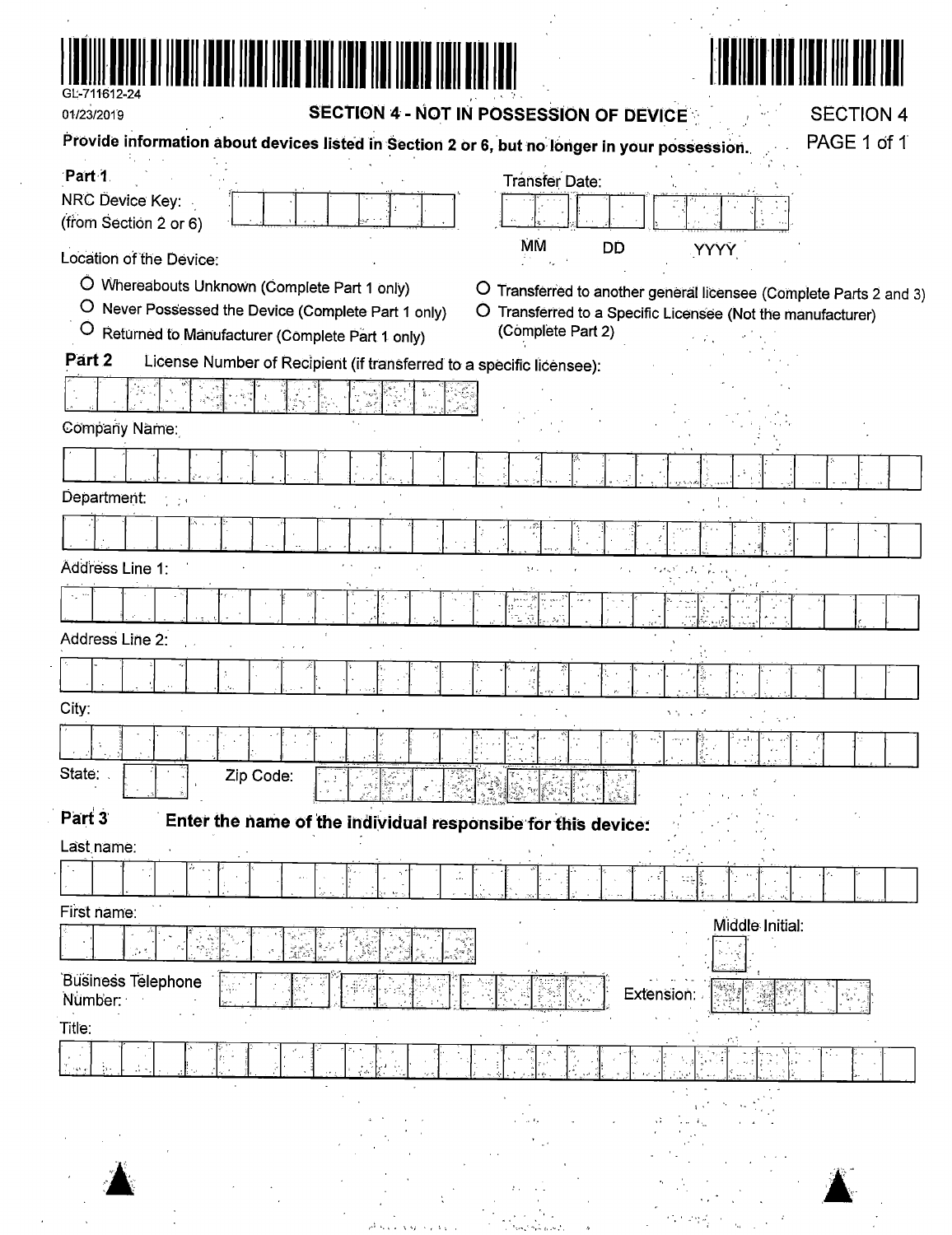GL-711612-24

01/23/2019

## SECTION 4 - NOT IN POSSESSION OF DEVICE

SECTION 4
PAGE 1 of 1

**Provide information about devices listed in Section 2 or 6, but no longer in your possession.**

**Part 1**

NRC Device Key:
(from Section 2 or 6)

Transfer Date:

MM DD YYYY

Location of the Device:

- O Whereabouts Unknown (Complete Part 1 only)
- O Never Possessed the Device (Complete Part 1 only)
- O Returned to Manufacturer (Complete Part 1 only)
- O Transferred to another general licensee (Complete Parts 2 and 3)
- O Transferred to a Specific Licensee (Not the manufacturer) (Complete Part 2)

**Part 2** License Number of Recipient (if transferred to a specific licensee):

Company Name:

Department:

Address Line 1:

Address Line 2:

City:

State: Zip Code:

**Part 3** **Enter the name of the individual responsibe for this device:**

Last name:

First name:

Middle Initial:

Business Telephone Number:

Extension:

Title: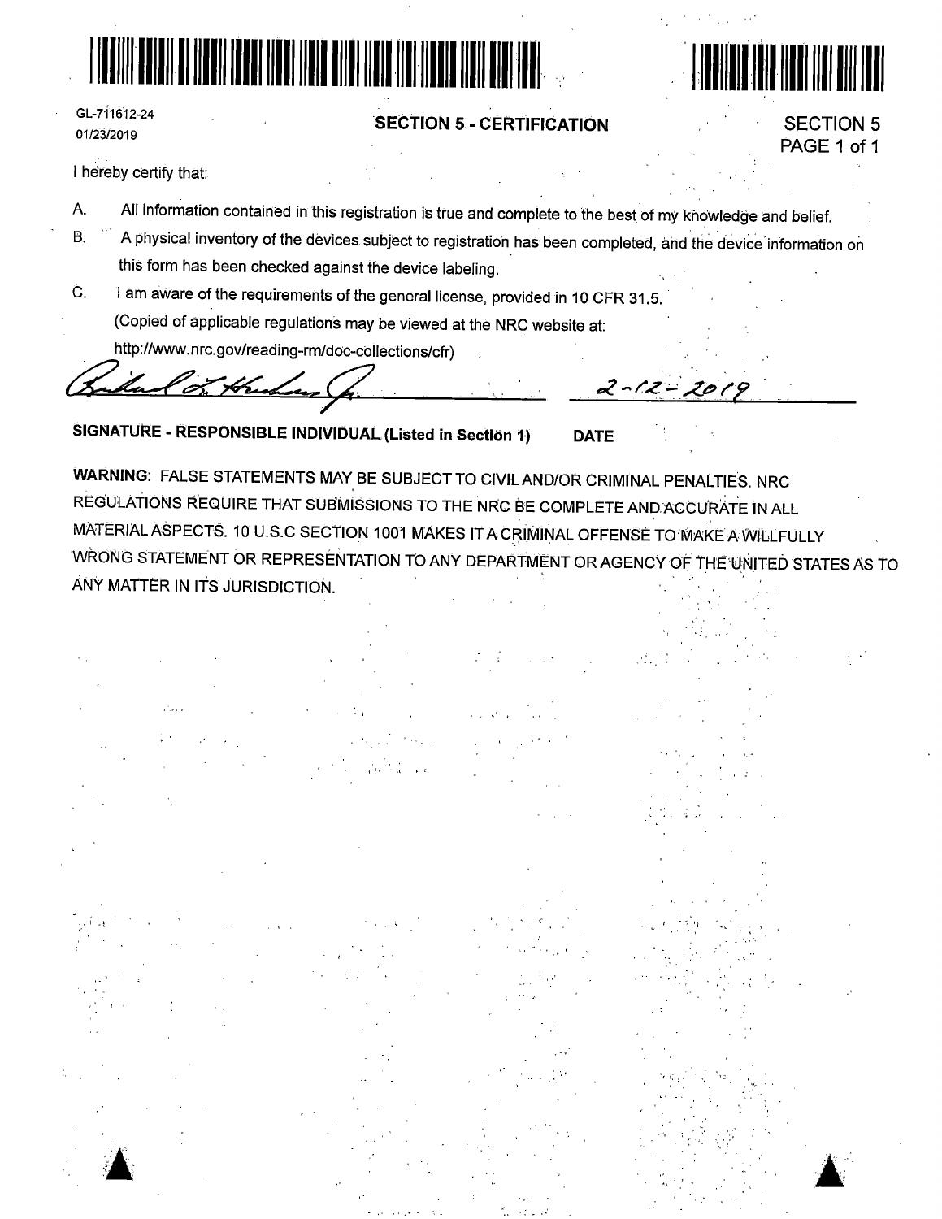GL-711612-24
01/23/2019

## SECTION 5 - CERTIFICATION

SECTION 5
PAGE 1 of 1

I hereby certify that:

A. All information contained in this registration is true and complete to the best of my knowledge and belief.

B. A physical inventory of the devices subject to registration has been completed, and the device information on this form has been checked against the device labeling.

C. I am aware of the requirements of the general license, provided in 10 CFR 31.5.
(Copied of applicable regulations may be viewed at the NRC website at:
http://www.nrc.gov/reading-rm/doc-collections/cfr)

_______________________ 2-12-2019

**SIGNATURE - RESPONSIBLE INDIVIDUAL (Listed in Section 1)** **DATE**

**WARNING**: FALSE STATEMENTS MAY BE SUBJECT TO CIVIL AND/OR CRIMINAL PENALTIES. NRC REGULATIONS REQUIRE THAT SUBMISSIONS TO THE NRC BE COMPLETE AND ACCURATE IN ALL MATERIAL ASPECTS. 10 U.S.C SECTION 1001 MAKES IT A CRIMINAL OFFENSE TO MAKE A WILLFULLY WRONG STATEMENT OR REPRESENTATION TO ANY DEPARTMENT OR AGENCY OF THE UNITED STATES AS TO ANY MATTER IN ITS JURISDICTION.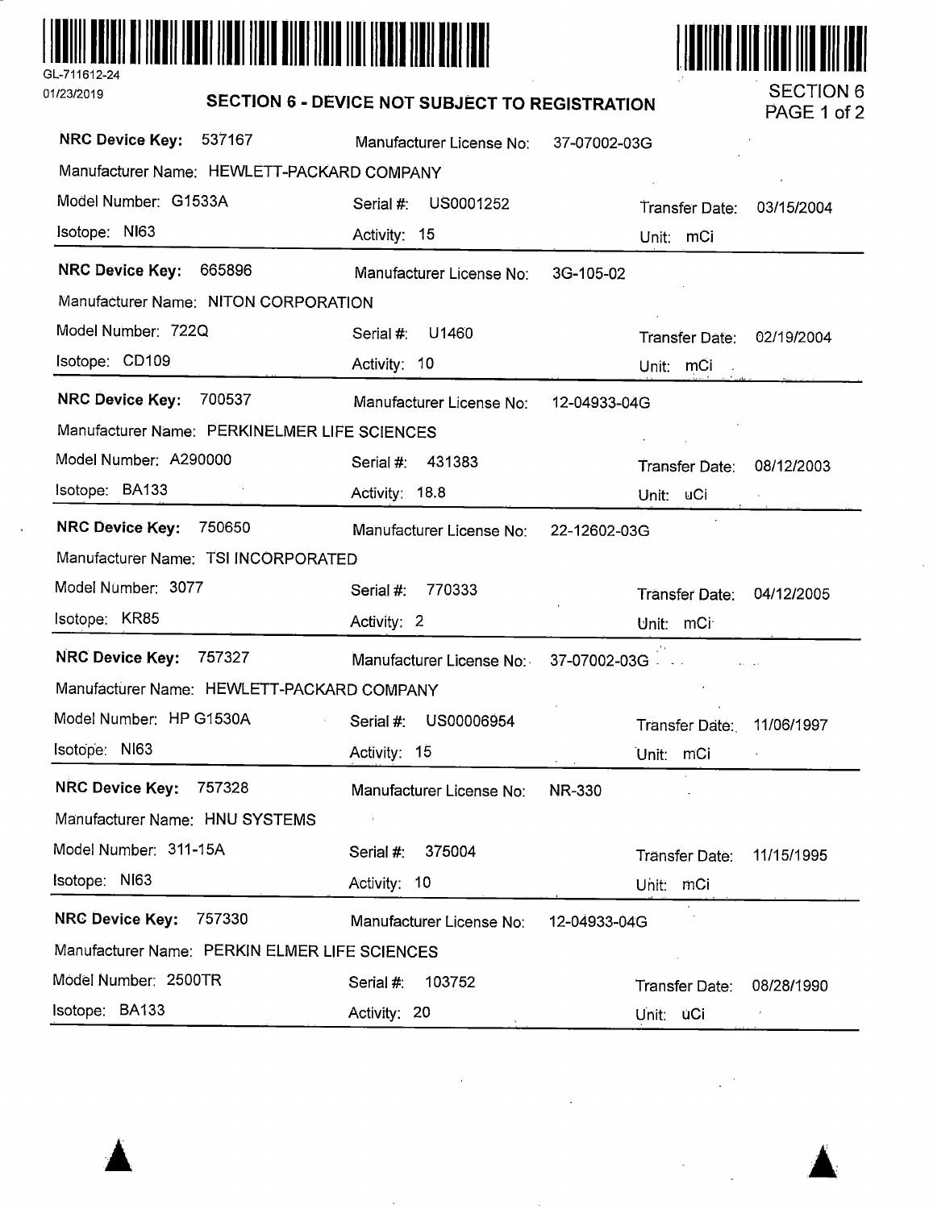GL-711612-24

01/23/2019

## SECTION 6 - DEVICE NOT SUBJECT TO REGISTRATION

SECTION 6
PAGE 1 of 2

**NRC Device Key:** 537167 | Manufacturer License No: 37-07002-03G
Manufacturer Name: HEWLETT-PACKARD COMPANY
Model Number: G1533A | Serial #: US0001252 | Transfer Date: 03/15/2004
Isotope: NI63 | Activity: 15 | Unit: mCi

---

**NRC Device Key:** 665896 | Manufacturer License No: 3G-105-02
Manufacturer Name: NITON CORPORATION
Model Number: 722Q | Serial #: U1460 | Transfer Date: 02/19/2004
Isotope: CD109 | Activity: 10 | Unit: mCi

---

**NRC Device Key:** 700537 | Manufacturer License No: 12-04933-04G
Manufacturer Name: PERKINELMER LIFE SCIENCES
Model Number: A290000 | Serial #: 431383 | Transfer Date: 08/12/2003
Isotope: BA133 | Activity: 18.8 | Unit: uCi

---

**NRC Device Key:** 750650 | Manufacturer License No: 22-12602-03G
Manufacturer Name: TSI INCORPORATED
Model Number: 3077 | Serial #: 770333 | Transfer Date: 04/12/2005
Isotope: KR85 | Activity: 2 | Unit: mCi

---

**NRC Device Key:** 757327 | Manufacturer License No: 37-07002-03G
Manufacturer Name: HEWLETT-PACKARD COMPANY
Model Number: HP G1530A | Serial #: US00006954 | Transfer Date: 11/06/1997
Isotope: NI63 | Activity: 15 | Unit: mCi

---

**NRC Device Key:** 757328 | Manufacturer License No: NR-330
Manufacturer Name: HNU SYSTEMS
Model Number: 311-15A | Serial #: 375004 | Transfer Date: 11/15/1995
Isotope: NI63 | Activity: 10 | Unit: mCi

---

**NRC Device Key:** 757330 | Manufacturer License No: 12-04933-04G
Manufacturer Name: PERKIN ELMER LIFE SCIENCES
Model Number: 2500TR | Serial #: 103752 | Transfer Date: 08/28/1990
Isotope: BA133 | Activity: 20 | Unit: uCi

---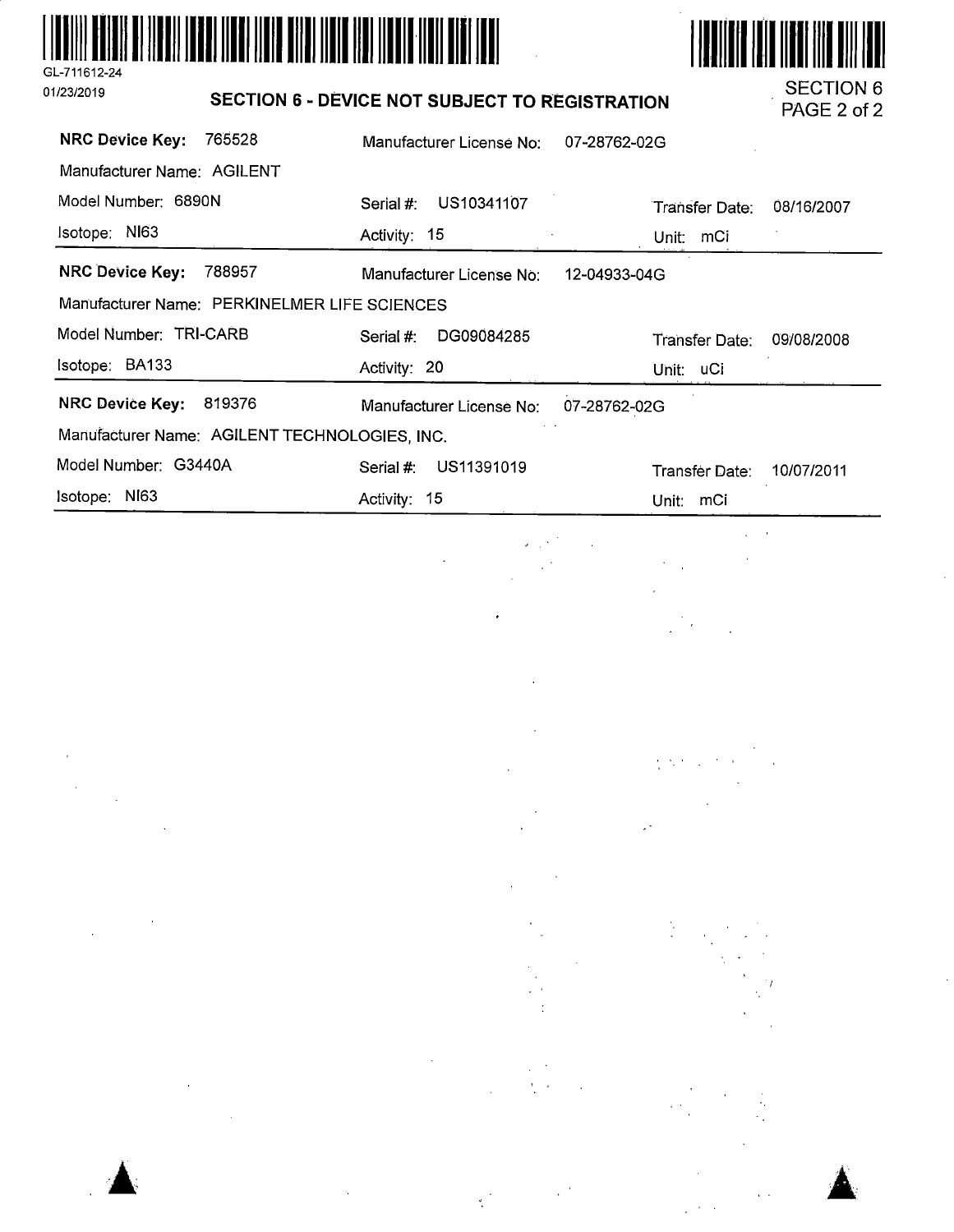## SECTION 6 - DEVICE NOT SUBJECT TO REGISTRATION

GL-711612-24

01/23/2019

SECTION 6

**NRC Device Key:** 765528 Manufacturer License No: 07-28762-02G

Manufacturer Name: AGILENT

Model Number: 6890N Serial #: US10341107 Transfer Date: 08/16/2007

Isotope: NI63 Activity: 15 Unit: mCi

---

**NRC Device Key:** 788957 Manufacturer License No: 12-04933-04G

Manufacturer Name: PERKINELMER LIFE SCIENCES

Model Number: TRI-CARB Serial #: DG09084285 Transfer Date: 09/08/2008

Isotope: BA133 Activity: 20 Unit: uCi

---

**NRC Device Key:** 819376 Manufacturer License No: 07-28762-02G

Manufacturer Name: AGILENT TECHNOLOGIES, INC.

Model Number: G3440A Serial #: US11391019 Transfer Date: 10/07/2011

Isotope: NI63 Activity: 15 Unit: mCi

---